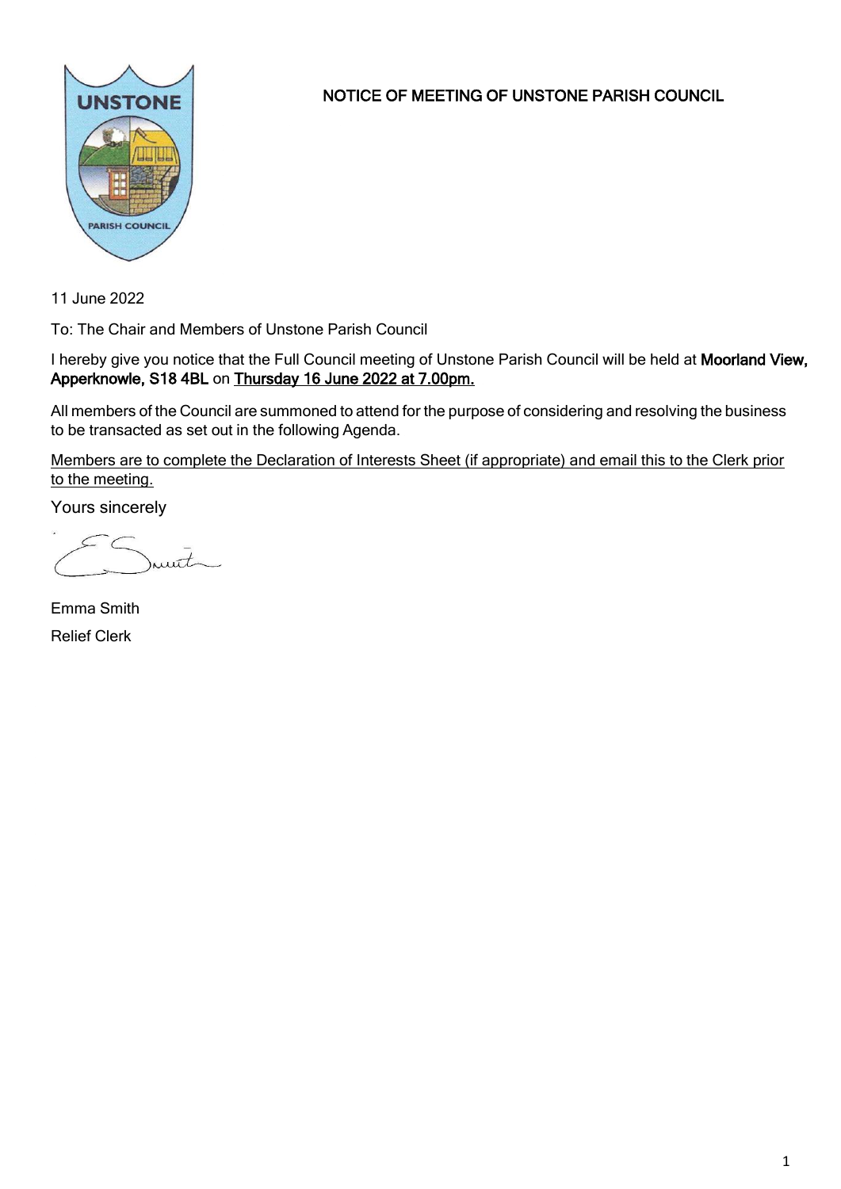# NOTICE OF MEETING OF UNSTONE PARISH COUNCIL

11 June 2022

To: The Chair and Members of Unstone Parish Council

I hereby give you notice that the Full Council meeting of Unstone Parish Council will be held at **Moorland View, Apperknowle, S18 4BL** on **Thursday 16 June 2022 at 7.00pm.**

All members of the Council are summoned to attend for the purpose of considering and resolving the business to be transacted as set out in the following Agenda.

Members are to complete the Declaration of Interests Sheet (if appropriate) and email this to the Clerk prior to the meeting.

Yours sincerely

Emma Smith

Relief Clerk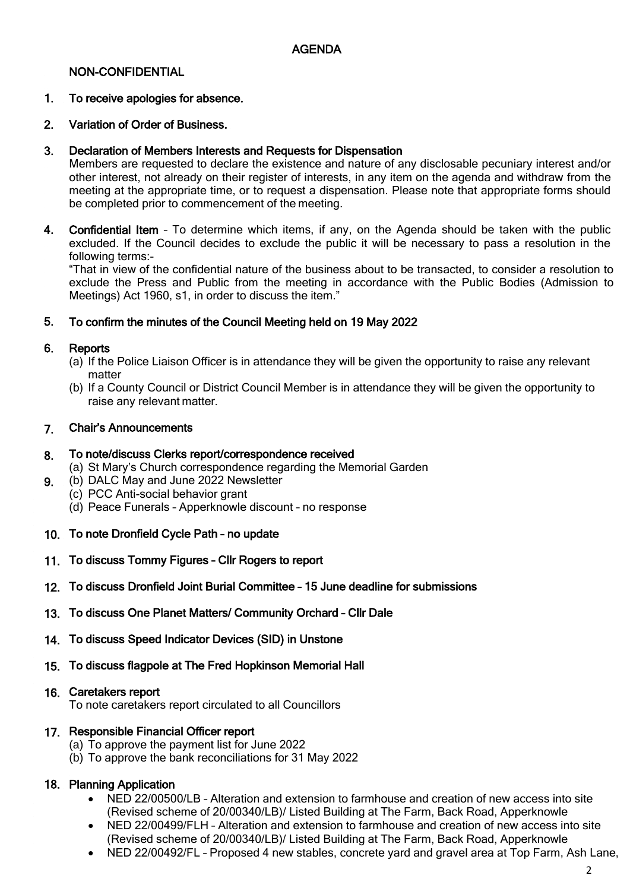# AGENDA

## NON-CONFIDENTIAL

1. **To receive apologies for absence.**

2. **Variation of Order of Business.**

3. **Declaration of Members Interests and Requests for Dispensation**
   Members are requested to declare the existence and nature of any disclosable pecuniary interest and/or other interest, not already on their register of interests, in any item on the agenda and withdraw from the meeting at the appropriate time, or to request a dispensation. Please note that appropriate forms should be completed prior to commencement of the meeting.

4. **Confidential Item** – To determine which items, if any, on the Agenda should be taken with the public excluded. If the Council decides to exclude the public it will be necessary to pass a resolution in the following terms:-
   "That in view of the confidential nature of the business about to be transacted, to consider a resolution to exclude the Press and Public from the meeting in accordance with the Public Bodies (Admission to Meetings) Act 1960, s1, in order to discuss the item."

5. **To confirm the minutes of the Council Meeting held on 19 May 2022**

6. **Reports**
   (a) If the Police Liaison Officer is in attendance they will be given the opportunity to raise any relevant matter
   (b) If a County Council or District Council Member is in attendance they will be given the opportunity to raise any relevant matter.

7. **Chair's Announcements**

8. **To note/discuss Clerks report/correspondence received**
   (a) St Mary's Church correspondence regarding the Memorial Garden

9. (b) DALC May and June 2022 Newsletter
   (c) PCC Anti-social behavior grant
   (d) Peace Funerals – Apperknowle discount – no response

10. **To note Dronfield Cycle Path – no update**

11. **To discuss Tommy Figures – Cllr Rogers to report**

12. **To discuss Dronfield Joint Burial Committee – 15 June deadline for submissions**

13. **To discuss One Planet Matters/ Community Orchard – Cllr Dale**

14. **To discuss Speed Indicator Devices (SID) in Unstone**

15. **To discuss flagpole at The Fred Hopkinson Memorial Hall**

16. **Caretakers report**
    To note caretakers report circulated to all Councillors

17. **Responsible Financial Officer report**
    (a) To approve the payment list for June 2022
    (b) To approve the bank reconciliations for 31 May 2022

18. **Planning Application**
    - NED 22/00500/LB – Alteration and extension to farmhouse and creation of new access into site (Revised scheme of 20/00340/LB)/ Listed Building at The Farm, Back Road, Apperknowle
    - NED 22/00499/FLH – Alteration and extension to farmhouse and creation of new access into site (Revised scheme of 20/00340/LB)/ Listed Building at The Farm, Back Road, Apperknowle
    - NED 22/00492/FL – Proposed 4 new stables, concrete yard and gravel area at Top Farm, Ash Lane,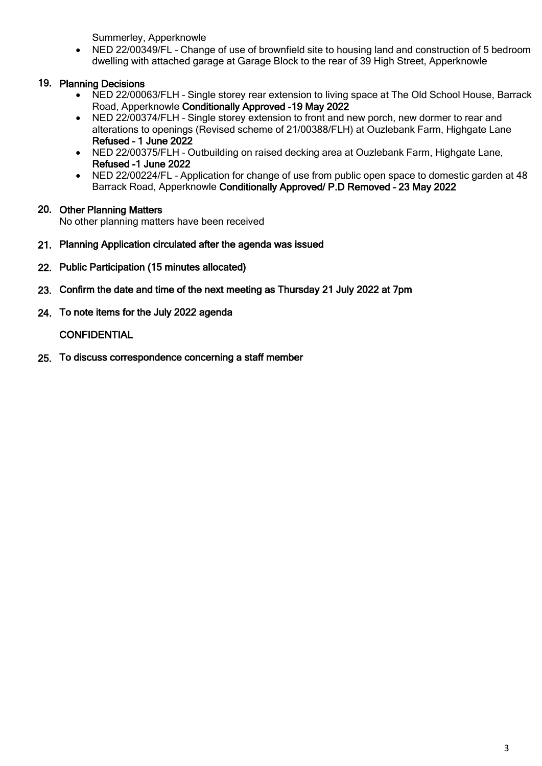Summerley, Apperknowle

- NED 22/00349/FL – Change of use of brownfield site to housing land and construction of 5 bedroom dwelling with attached garage at Garage Block to the rear of 39 High Street, Apperknowle

19. **Planning Decisions**
    - NED 22/00063/FLH – Single storey rear extension to living space at The Old School House, Barrack Road, Apperknowle **Conditionally Approved -19 May 2022**
    - NED 22/00374/FLH – Single storey extension to front and new porch, new dormer to rear and alterations to openings (Revised scheme of 21/00388/FLH) at Ouzlebank Farm, Highgate Lane **Refused – 1 June 2022**
    - NED 22/00375/FLH – Outbuilding on raised decking area at Ouzlebank Farm, Highgate Lane, **Refused -1 June 2022**
    - NED 22/00224/FL – Application for change of use from public open space to domestic garden at 48 Barrack Road, Apperknowle **Conditionally Approved/ P.D Removed – 23 May 2022**

20. **Other Planning Matters**

    No other planning matters have been received

21. **Planning Application circulated after the agenda was issued**

22. **Public Participation (15 minutes allocated)**

23. **Confirm the date and time of the next meeting as Thursday 21 July 2022 at 7pm**

24. **To note items for the July 2022 agenda**

    **CONFIDENTIAL**

25. **To discuss correspondence concerning a staff member**